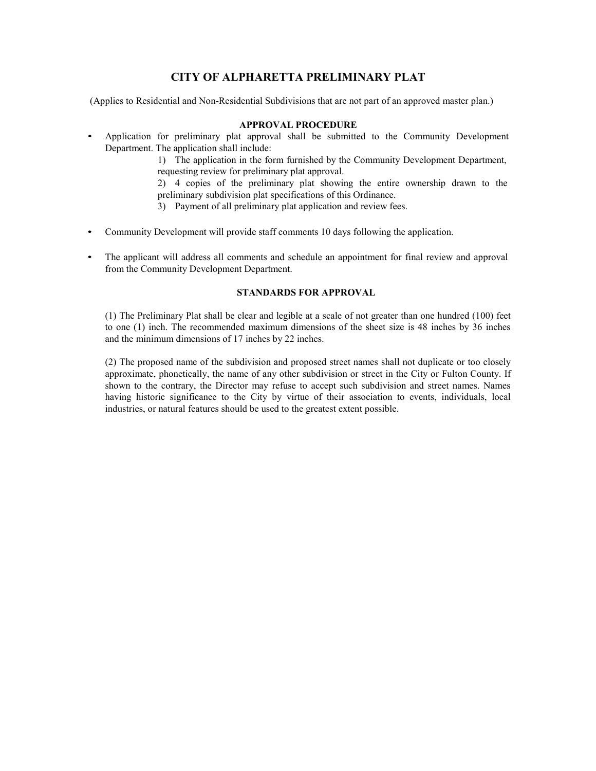# CITY OF ALPHARETTA PRELIMINARY PLAT

(Applies to Residential and Non-Residential Subdivisions that are not part of an approved master plan.)

## APPROVAL PROCEDURE

- Application for preliminary plat approval shall be submitted to the Community Development Department. The application shall include:
  1) The application in the form furnished by the Community Development Department, requesting review for preliminary plat approval.
  2) 4 copies of the preliminary plat showing the entire ownership drawn to the preliminary subdivision plat specifications of this Ordinance.
  3) Payment of all preliminary plat application and review fees.

- Community Development will provide staff comments 10 days following the application.

- The applicant will address all comments and schedule an appointment for final review and approval from the Community Development Department.

## STANDARDS FOR APPROVAL

(1) The Preliminary Plat shall be clear and legible at a scale of not greater than one hundred (100) feet to one (1) inch. The recommended maximum dimensions of the sheet size is 48 inches by 36 inches and the minimum dimensions of 17 inches by 22 inches.

(2) The proposed name of the subdivision and proposed street names shall not duplicate or too closely approximate, phonetically, the name of any other subdivision or street in the City or Fulton County. If shown to the contrary, the Director may refuse to accept such subdivision and street names. Names having historic significance to the City by virtue of their association to events, individuals, local industries, or natural features should be used to the greatest extent possible.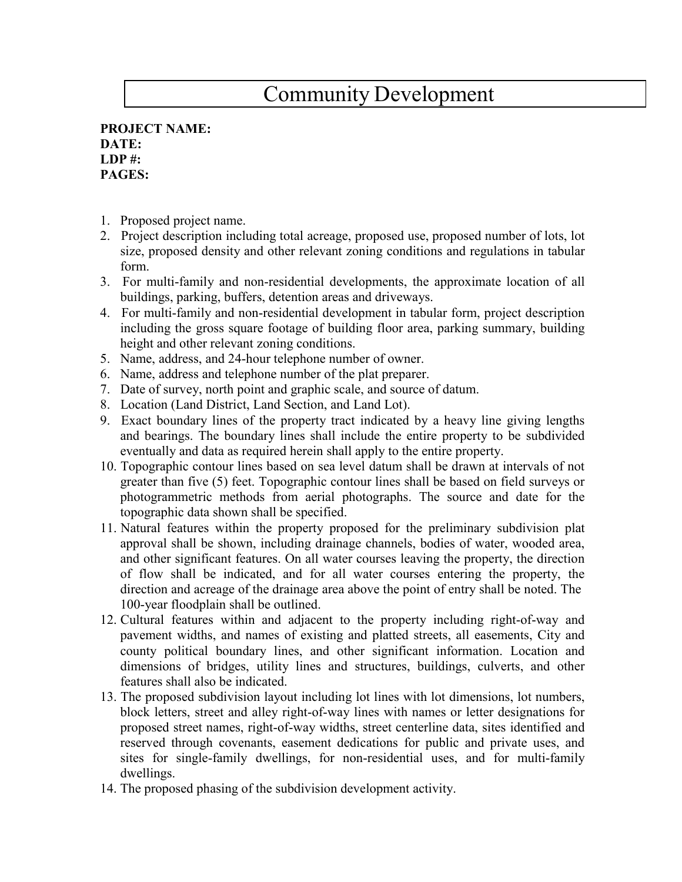# Community Development

**PROJECT NAME:**
**DATE:**
**LDP #:**
**PAGES:**

1. Proposed project name.
2. Project description including total acreage, proposed use, proposed number of lots, lot size, proposed density and other relevant zoning conditions and regulations in tabular form.
3. For multi-family and non-residential developments, the approximate location of all buildings, parking, buffers, detention areas and driveways.
4. For multi-family and non-residential development in tabular form, project description including the gross square footage of building floor area, parking summary, building height and other relevant zoning conditions.
5. Name, address, and 24-hour telephone number of owner.
6. Name, address and telephone number of the plat preparer.
7. Date of survey, north point and graphic scale, and source of datum.
8. Location (Land District, Land Section, and Land Lot).
9. Exact boundary lines of the property tract indicated by a heavy line giving lengths and bearings. The boundary lines shall include the entire property to be subdivided eventually and data as required herein shall apply to the entire property.
10. Topographic contour lines based on sea level datum shall be drawn at intervals of not greater than five (5) feet. Topographic contour lines shall be based on field surveys or photogrammetric methods from aerial photographs. The source and date for the topographic data shown shall be specified.
11. Natural features within the property proposed for the preliminary subdivision plat approval shall be shown, including drainage channels, bodies of water, wooded area, and other significant features. On all water courses leaving the property, the direction of flow shall be indicated, and for all water courses entering the property, the direction and acreage of the drainage area above the point of entry shall be noted. The 100-year floodplain shall be outlined.
12. Cultural features within and adjacent to the property including right-of-way and pavement widths, and names of existing and platted streets, all easements, City and county political boundary lines, and other significant information. Location and dimensions of bridges, utility lines and structures, buildings, culverts, and other features shall also be indicated.
13. The proposed subdivision layout including lot lines with lot dimensions, lot numbers, block letters, street and alley right-of-way lines with names or letter designations for proposed street names, right-of-way widths, street centerline data, sites identified and reserved through covenants, easement dedications for public and private uses, and sites for single-family dwellings, for non-residential uses, and for multi-family dwellings.
14. The proposed phasing of the subdivision development activity.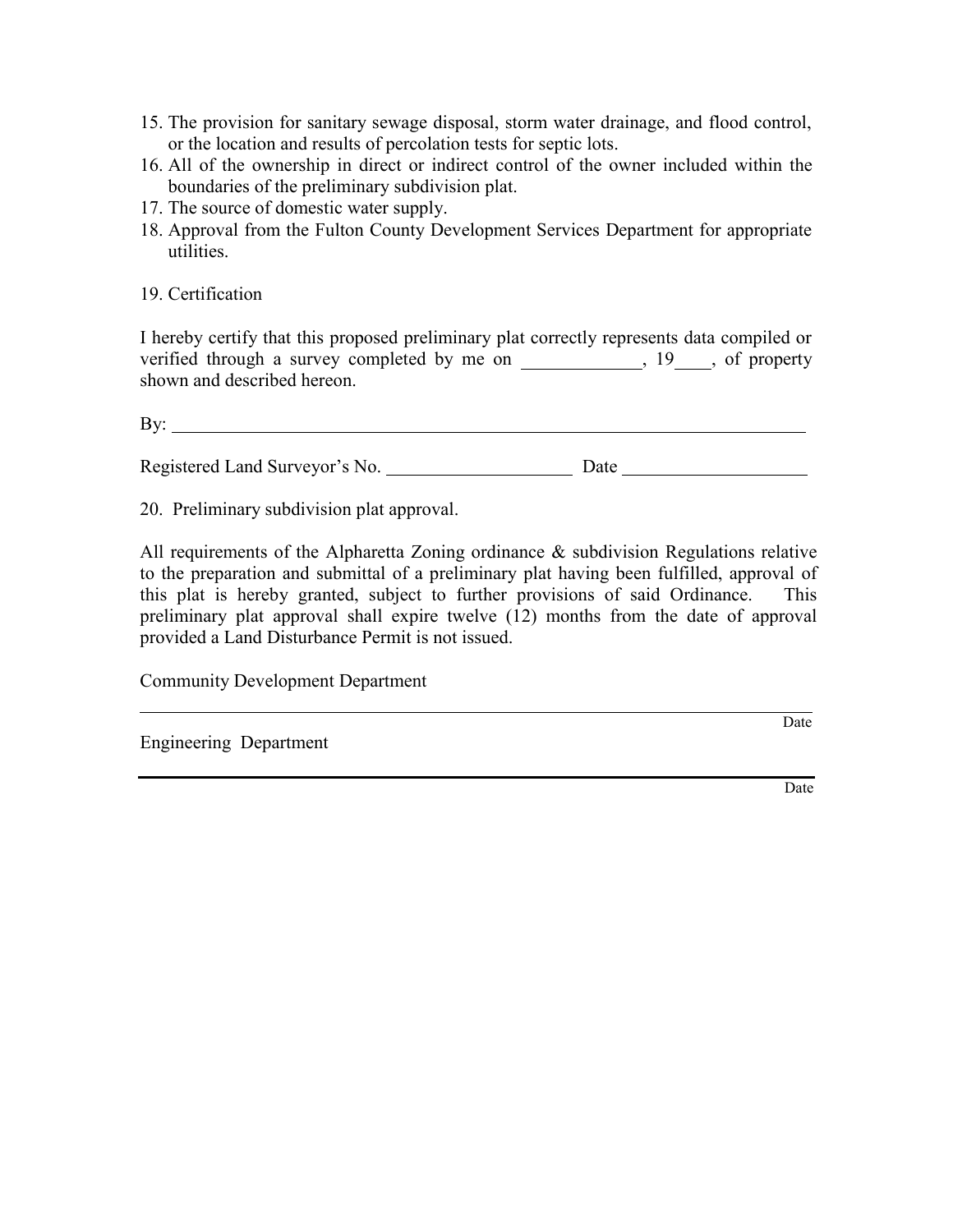15. The provision for sanitary sewage disposal, storm water drainage, and flood control, or the location and results of percolation tests for septic lots.
16. All of the ownership in direct or indirect control of the owner included within the boundaries of the preliminary subdivision plat.
17. The source of domestic water supply.
18. Approval from the Fulton County Development Services Department for appropriate utilities.

19. Certification

I hereby certify that this proposed preliminary plat correctly represents data compiled or verified through a survey completed by me on _____________, 19____, of property shown and described hereon.

By: ____________________________________________________________________

Registered Land Surveyor's No. ____________________ Date ____________________

20. Preliminary subdivision plat approval.

All requirements of the Alpharetta Zoning ordinance & subdivision Regulations relative to the preparation and submittal of a preliminary plat having been fulfilled, approval of this plat is hereby granted, subject to further provisions of said Ordinance. This preliminary plat approval shall expire twelve (12) months from the date of approval provided a Land Disturbance Permit is not issued.

Community Development Department

____________________________________________________________________
Date

Engineering Department

____________________________________________________________________
Date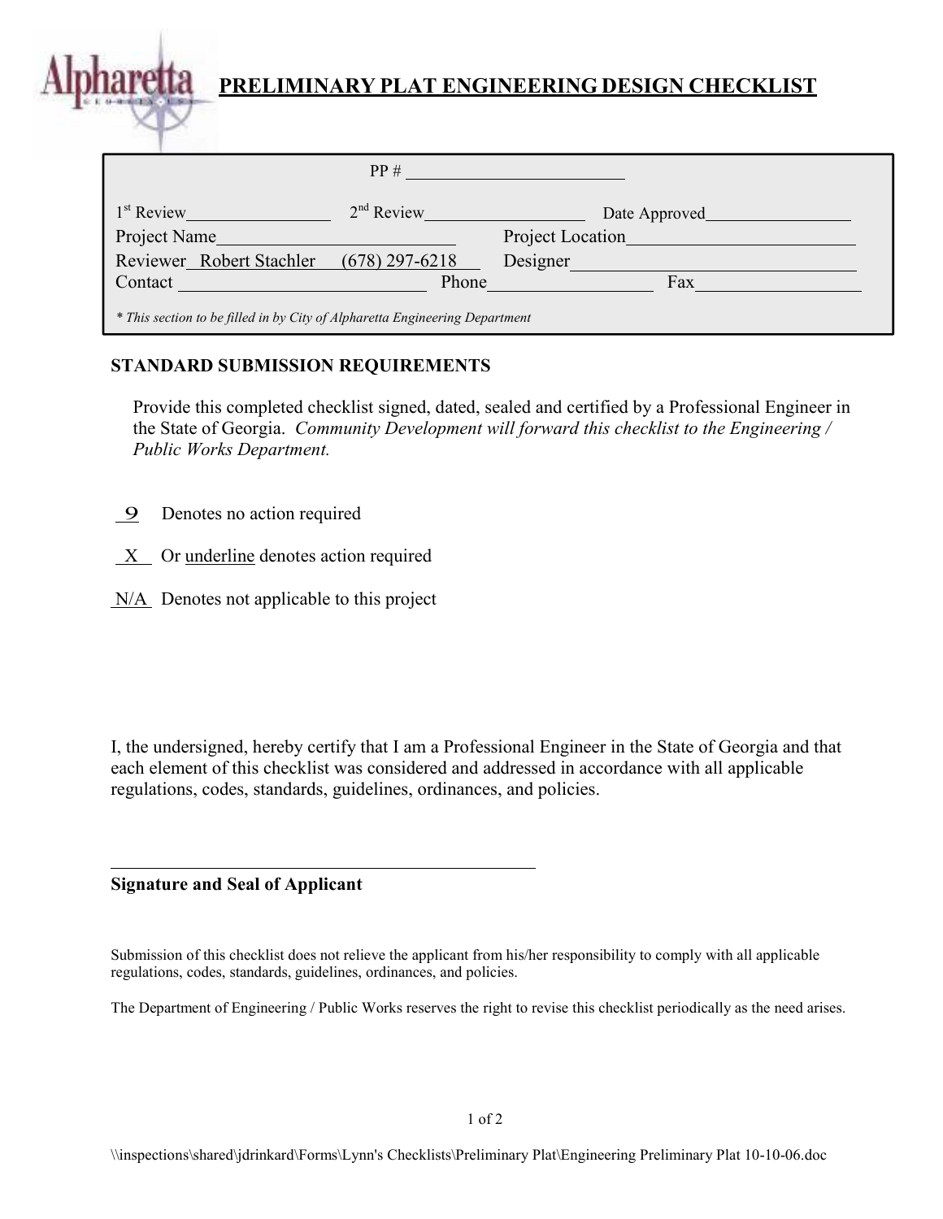# PRELIMINARY PLAT ENGINEERING DESIGN CHECKLIST

PP # ________________________

1st Review________________ 2nd Review__________________ Date Approved________________

Project Name__________________________ Project Location________________________

Reviewer Robert Stachler (678) 297-6218 Designer______________________________

Contact __________________________ Phone_________________ Fax_________________

*\* This section to be filled in by City of Alpharetta Engineering Department*

## STANDARD SUBMISSION REQUIREMENTS

Provide this completed checklist signed, dated, sealed and certified by a Professional Engineer in the State of Georgia. *Community Development will forward this checklist to the Engineering / Public Works Department.*

9 Denotes no action required

X Or underline denotes action required

N/A Denotes not applicable to this project

I, the undersigned, hereby certify that I am a Professional Engineer in the State of Georgia and that each element of this checklist was considered and addressed in accordance with all applicable regulations, codes, standards, guidelines, ordinances, and policies.

______________________________________________

**Signature and Seal of Applicant**

Submission of this checklist does not relieve the applicant from his/her responsibility to comply with all applicable regulations, codes, standards, guidelines, ordinances, and policies.

The Department of Engineering / Public Works reserves the right to revise this checklist periodically as the need arises.

\\inspections\shared\jdrinkard\Forms\Lynn's Checklists\Preliminary Plat\Engineering Preliminary Plat 10-10-06.doc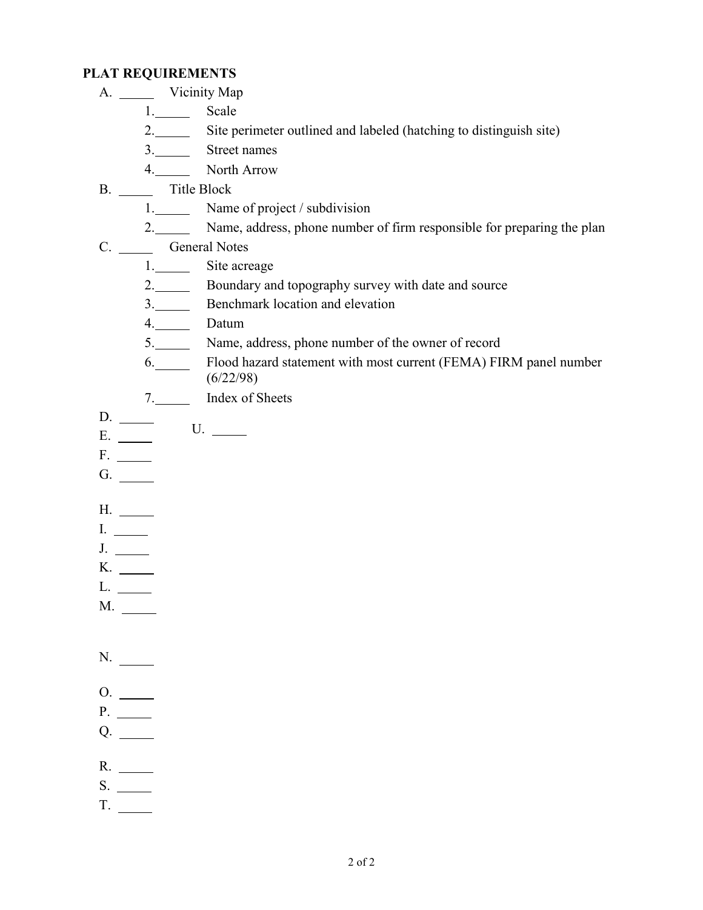**PLAT REQUIREMENTS**

A. _____ Vicinity Map

   1._____ Scale

   2._____ Site perimeter outlined and labeled (hatching to distinguish site)

   3._____ Street names

   4._____ North Arrow

B. _____ Title Block

   1._____ Name of project / subdivision

   2._____ Name, address, phone number of firm responsible for preparing the plan

C. _____ General Notes

   1._____ Site acreage

   2._____ Boundary and topography survey with date and source

   3._____ Benchmark location and elevation

   4._____ Datum

   5._____ Name, address, phone number of the owner of record

   6._____ Flood hazard statement with most current (FEMA) FIRM panel number (6/22/98)

   7._____ Index of Sheets

D. _____

E. _____

F. _____

G. _____

H. _____

I. _____

J. _____

K. _____

L. _____

M. _____

N. _____

O. _____

P. _____

Q. _____

R. _____

S. _____

T. _____

U. _____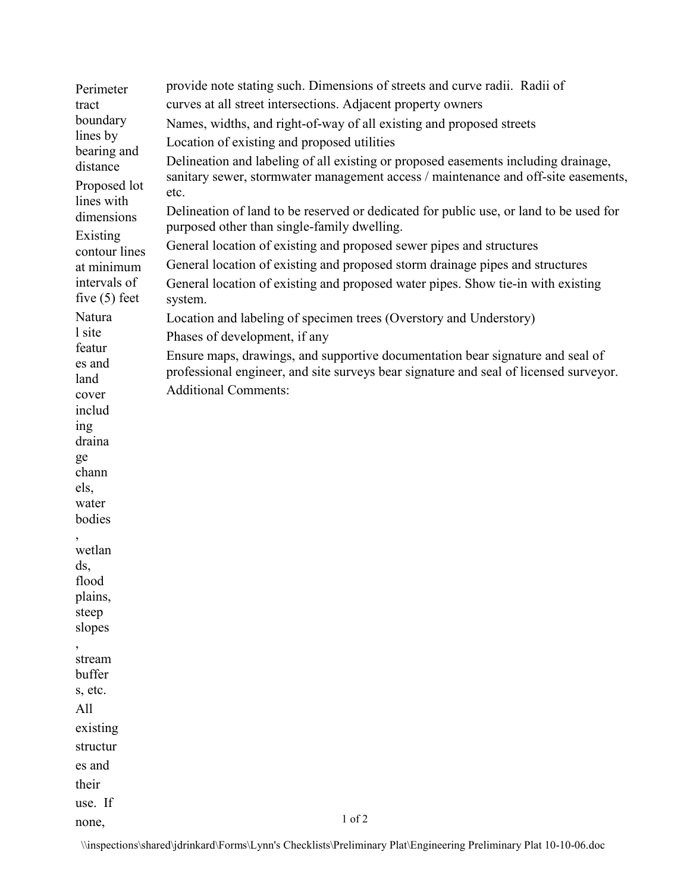Perimeter tract boundary lines by bearing and distance

Proposed lot lines with dimensions

Existing contour lines at minimum intervals of five (5) feet

Natural site features and land cover including drainage channels, water bodies, wetlands, flood plains, steep slopes, stream buffers, etc.

All existing structures and their use. If none, provide note stating such. Dimensions of streets and curve radii. Radii of curves at all street intersections. Adjacent property owners

Names, widths, and right-of-way of all existing and proposed streets

Location of existing and proposed utilities

Delineation and labeling of all existing or proposed easements including drainage, sanitary sewer, stormwater management access / maintenance and off-site easements, etc.

Delineation of land to be reserved or dedicated for public use, or land to be used for purposed other than single-family dwelling.

General location of existing and proposed sewer pipes and structures

General location of existing and proposed storm drainage pipes and structures

General location of existing and proposed water pipes. Show tie-in with existing system.

Location and labeling of specimen trees (Overstory and Understory)

Phases of development, if any

Ensure maps, drawings, and supportive documentation bear signature and seal of professional engineer, and site surveys bear signature and seal of licensed surveyor.

Additional Comments: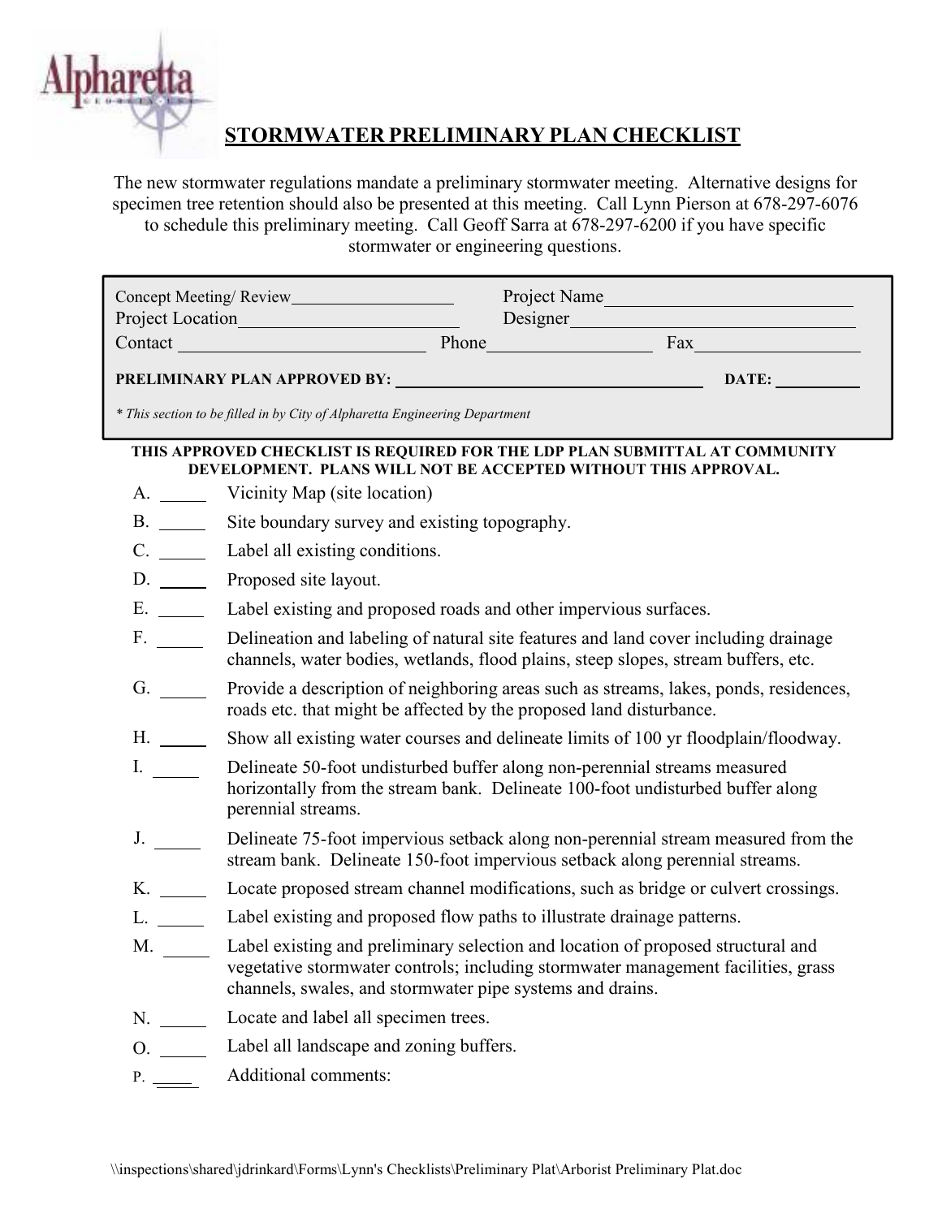## STORMWATER PRELIMINARY PLAN CHECKLIST

The new stormwater regulations mandate a preliminary stormwater meeting. Alternative designs for specimen tree retention should also be presented at this meeting. Call Lynn Pierson at 678-297-6076 to schedule this preliminary meeting. Call Geoff Sarra at 678-297-6200 if you have specific stormwater or engineering questions.

Concept Meeting/ Review__________________ Project Name____________________________
Project Location_______________________ Designer______________________________
Contact ___________________________ Phone__________________ Fax__________________

**PRELIMINARY PLAN APPROVED BY:** ___________________________________ **DATE:** __________

*\* This section to be filled in by City of Alpharetta Engineering Department*

**THIS APPROVED CHECKLIST IS REQUIRED FOR THE LDP PLAN SUBMITTAL AT COMMUNITY DEVELOPMENT. PLANS WILL NOT BE ACCEPTED WITHOUT THIS APPROVAL.**

A. _____ Vicinity Map (site location)

B. _____ Site boundary survey and existing topography.

C. _____ Label all existing conditions.

D. _____ Proposed site layout.

E. _____ Label existing and proposed roads and other impervious surfaces.

F. _____ Delineation and labeling of natural site features and land cover including drainage channels, water bodies, wetlands, flood plains, steep slopes, stream buffers, etc.

G. _____ Provide a description of neighboring areas such as streams, lakes, ponds, residences, roads etc. that might be affected by the proposed land disturbance.

H. _____ Show all existing water courses and delineate limits of 100 yr floodplain/floodway.

I. _____ Delineate 50-foot undisturbed buffer along non-perennial streams measured horizontally from the stream bank. Delineate 100-foot undisturbed buffer along perennial streams.

J. _____ Delineate 75-foot impervious setback along non-perennial stream measured from the stream bank. Delineate 150-foot impervious setback along perennial streams.

K. _____ Locate proposed stream channel modifications, such as bridge or culvert crossings.

L. _____ Label existing and proposed flow paths to illustrate drainage patterns.

M. _____ Label existing and preliminary selection and location of proposed structural and vegetative stormwater controls; including stormwater management facilities, grass channels, swales, and stormwater pipe systems and drains.

N. _____ Locate and label all specimen trees.

O. _____ Label all landscape and zoning buffers.

P. _____ Additional comments:

\\inspections\shared\jdrinkard\Forms\Lynn's Checklists\Preliminary Plat\Arborist Preliminary Plat.doc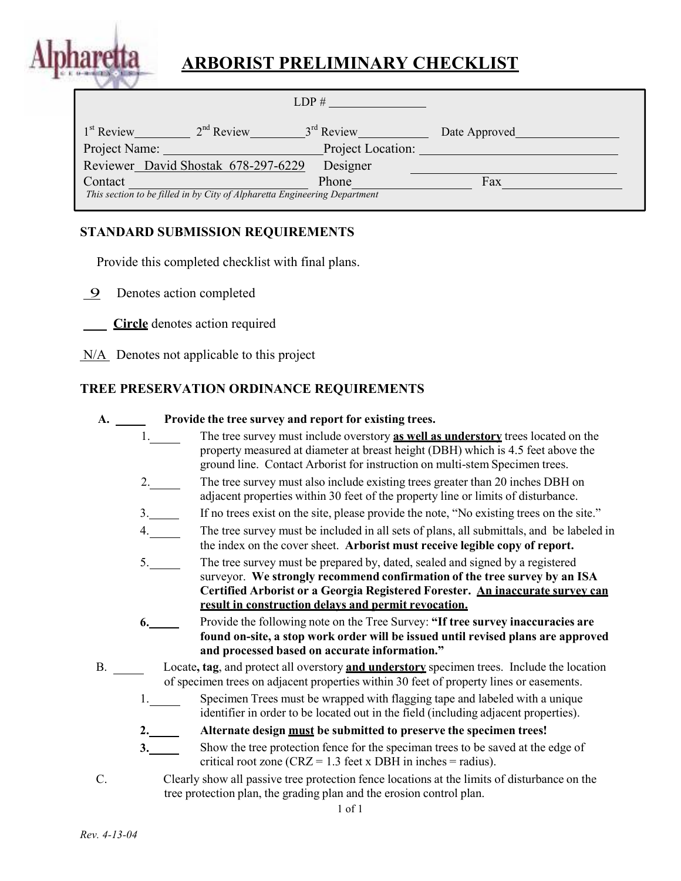# ARBORIST PRELIMINARY CHECKLIST

LDP # _______________

1st Review_________ 2nd Review_________ 3rd Review___________ Date Approved________________

Project Name: ________________________ Project Location: ____________________________

Reviewer _David Shostak 678-297-6229_ Designer ____________________________

Contact ______________________________ Phone_________________ Fax_________________

*This section to be filled in by City of Alpharetta Engineering Department*

## STANDARD SUBMISSION REQUIREMENTS

Provide this completed checklist with final plans.

_9_ Denotes action completed

___ **Circle** denotes action required

_N/A_ Denotes not applicable to this project

## TREE PRESERVATION ORDINANCE REQUIREMENTS

**A.** _____ **Provide the tree survey and report for existing trees.**

1. _____ The tree survey must include overstory **as well as understory** trees located on the property measured at diameter at breast height (DBH) which is 4.5 feet above the ground line. Contact Arborist for instruction on multi-stem Specimen trees.
2. _____ The tree survey must also include existing trees greater than 20 inches DBH on adjacent properties within 30 feet of the property line or limits of disturbance.
3. _____ If no trees exist on the site, please provide the note, "No existing trees on the site."
4. _____ The tree survey must be included in all sets of plans, all submittals, and be labeled in the index on the cover sheet. **Arborist must receive legible copy of report.**
5. _____ The tree survey must be prepared by, dated, sealed and signed by a registered surveyor. **We strongly recommend confirmation of the tree survey by an ISA Certified Arborist or a Georgia Registered Forester. An inaccurate survey can result in construction delays and permit revocation.**
6. _____ Provide the following note on the Tree Survey: **"If tree survey inaccuracies are found on-site, a stop work order will be issued until revised plans are approved and processed based on accurate information."**

B. _____ Locate**, tag**, and protect all overstory **and understory** specimen trees. Include the location of specimen trees on adjacent properties within 30 feet of property lines or easements.

1. _____ Specimen Trees must be wrapped with flagging tape and labeled with a unique identifier in order to be located out in the field (including adjacent properties).
2. _____ **Alternate design must be submitted to preserve the specimen trees!**
3. _____ Show the tree protection fence for the speciman trees to be saved at the edge of critical root zone (CRZ = 1.3 feet x DBH in inches = radius).

C. Clearly show all passive tree protection fence locations at the limits of disturbance on the tree protection plan, the grading plan and the erosion control plan.

*Rev. 4-13-04*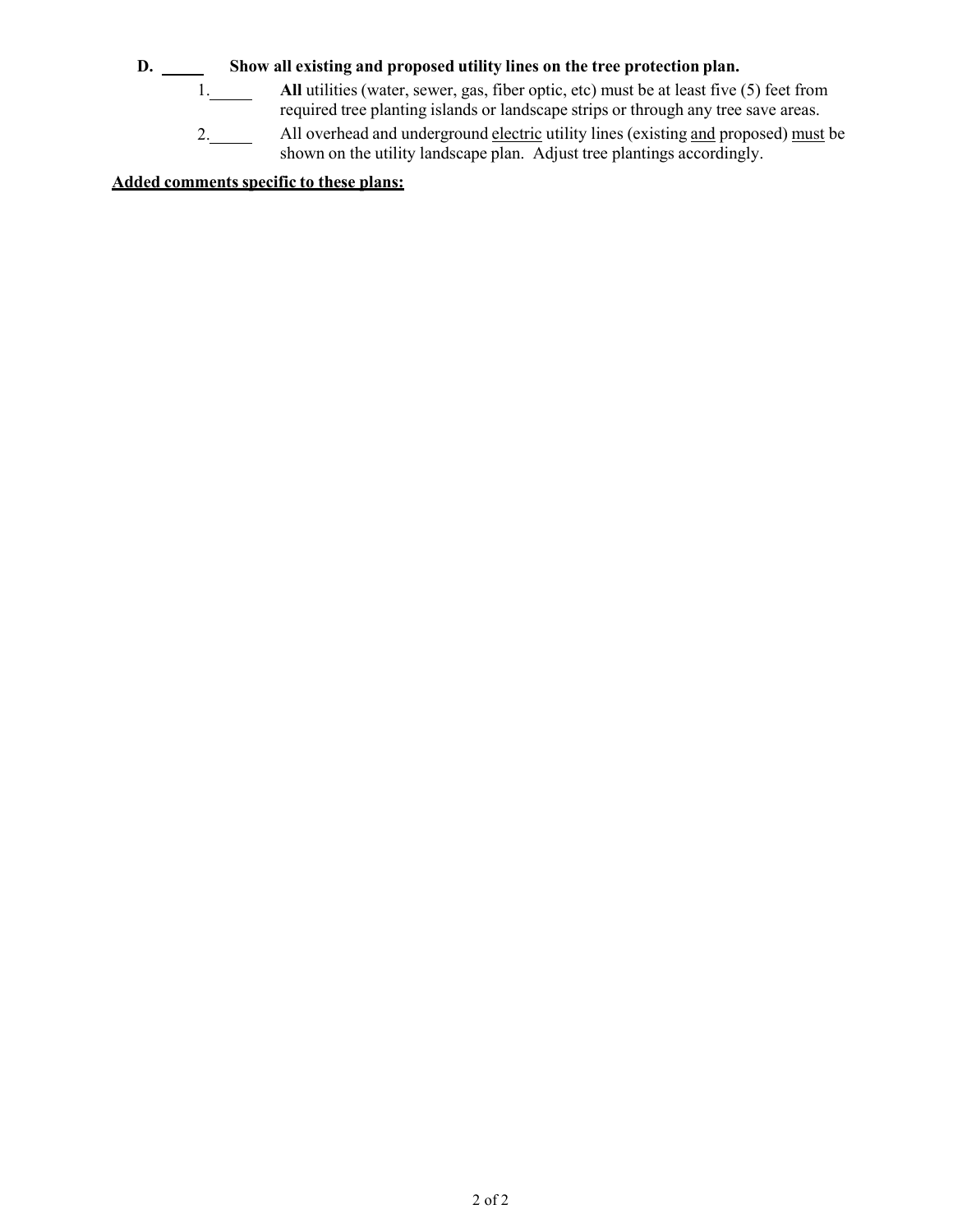**D. _____ Show all existing and proposed utility lines on the tree protection plan.**

1. _____ **All** utilities (water, sewer, gas, fiber optic, etc) must be at least five (5) feet from required tree planting islands or landscape strips or through any tree save areas.
2. _____ All overhead and underground <u>electric</u> utility lines (existing <u>and</u> proposed) <u>must</u> be shown on the utility landscape plan. Adjust tree plantings accordingly.

**<u>Added comments specific to these plans:</u>**